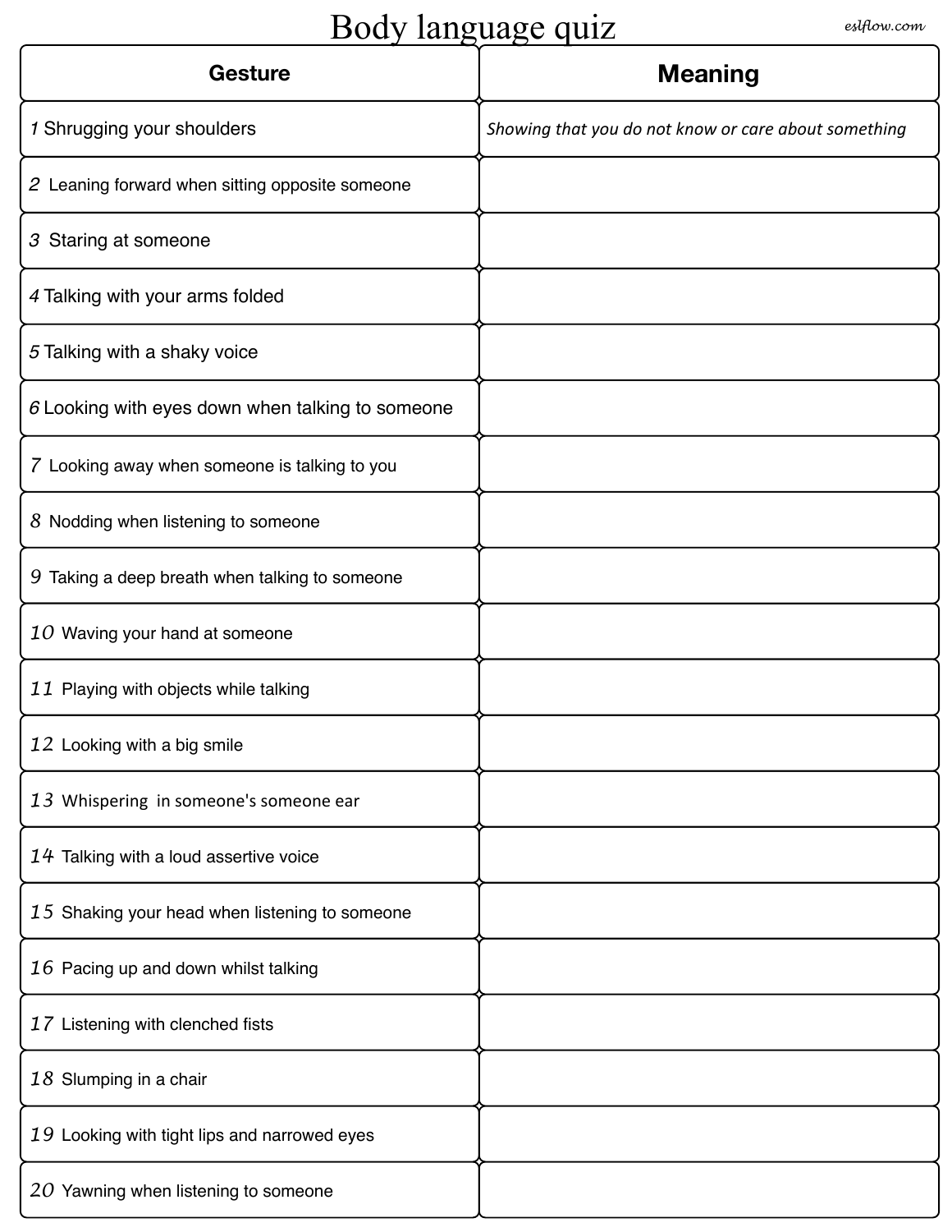# Body language quiz

eslflow.com

| Gesture | Meaning |
|---|---|
| 1 Shrugging your shoulders | *Showing that you do not know or care about something* |
| 2 Leaning forward when sitting opposite someone | |
| 3 Staring at someone | |
| 4 Talking with your arms folded | |
| 5 Talking with a shaky voice | |
| 6 Looking with eyes down when talking to someone | |
| 7 Looking away when someone is talking to you | |
| 8 Nodding when listening to someone | |
| 9 Taking a deep breath when talking to someone | |
| 10 Waving your hand at someone | |
| 11 Playing with objects while talking | |
| 12 Looking with a big smile | |
| 13 Whispering in someone's someone ear | |
| 14 Talking with a loud assertive voice | |
| 15 Shaking your head when listening to someone | |
| 16 Pacing up and down whilst talking | |
| 17 Listening with clenched fists | |
| 18 Slumping in a chair | |
| 19 Looking with tight lips and narrowed eyes | |
| 20 Yawning when listening to someone | |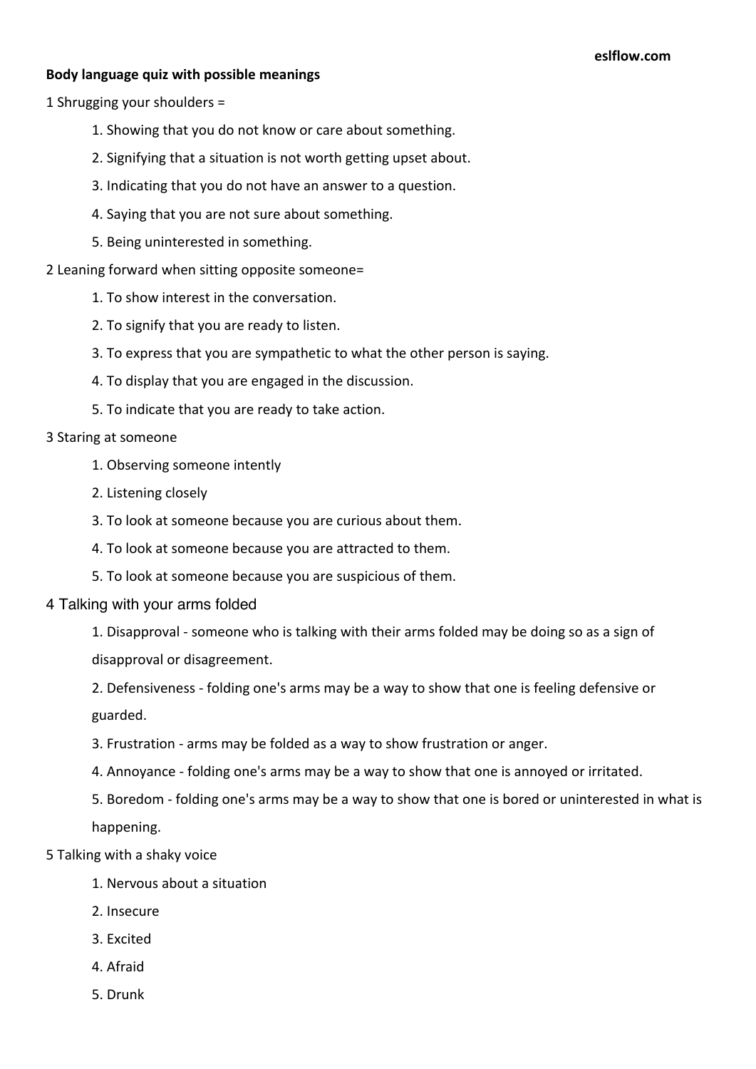**Body language quiz with possible meanings**

1 Shrugging your shoulders =

1. Showing that you do not know or care about something.
2. Signifying that a situation is not worth getting upset about.
3. Indicating that you do not have an answer to a question.
4. Saying that you are not sure about something.
5. Being uninterested in something.

2 Leaning forward when sitting opposite someone=

1. To show interest in the conversation.
2. To signify that you are ready to listen.
3. To express that you are sympathetic to what the other person is saying.
4. To display that you are engaged in the discussion.
5. To indicate that you are ready to take action.

3 Staring at someone

1. Observing someone intently
2. Listening closely
3. To look at someone because you are curious about them.
4. To look at someone because you are attracted to them.
5. To look at someone because you are suspicious of them.

4 Talking with your arms folded

1. Disapproval - someone who is talking with their arms folded may be doing so as a sign of disapproval or disagreement.
2. Defensiveness - folding one's arms may be a way to show that one is feeling defensive or guarded.
3. Frustration - arms may be folded as a way to show frustration or anger.
4. Annoyance - folding one's arms may be a way to show that one is annoyed or irritated.
5. Boredom - folding one's arms may be a way to show that one is bored or uninterested in what is happening.

5 Talking with a shaky voice

1. Nervous about a situation
2. Insecure
3. Excited
4. Afraid
5. Drunk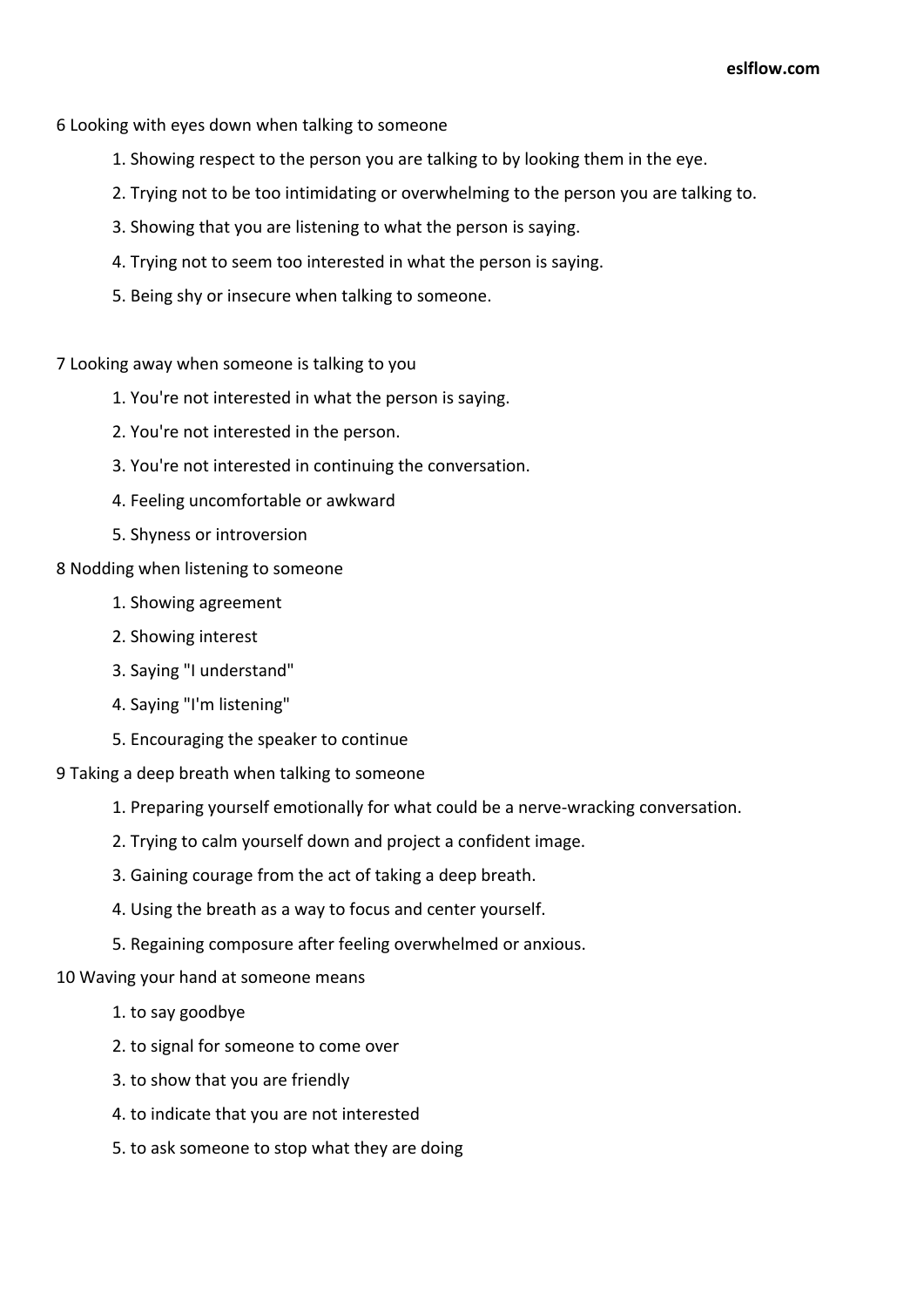6 Looking with eyes down when talking to someone

1. Showing respect to the person you are talking to by looking them in the eye.
2. Trying not to be too intimidating or overwhelming to the person you are talking to.
3. Showing that you are listening to what the person is saying.
4. Trying not to seem too interested in what the person is saying.
5. Being shy or insecure when talking to someone.

7 Looking away when someone is talking to you

1. You're not interested in what the person is saying.
2. You're not interested in the person.
3. You're not interested in continuing the conversation.
4. Feeling uncomfortable or awkward
5. Shyness or introversion

8 Nodding when listening to someone

1. Showing agreement
2. Showing interest
3. Saying "I understand"
4. Saying "I'm listening"
5. Encouraging the speaker to continue

9 Taking a deep breath when talking to someone

1. Preparing yourself emotionally for what could be a nerve-wracking conversation.
2. Trying to calm yourself down and project a confident image.
3. Gaining courage from the act of taking a deep breath.
4. Using the breath as a way to focus and center yourself.
5. Regaining composure after feeling overwhelmed or anxious.

10 Waving your hand at someone means

1. to say goodbye
2. to signal for someone to come over
3. to show that you are friendly
4. to indicate that you are not interested
5. to ask someone to stop what they are doing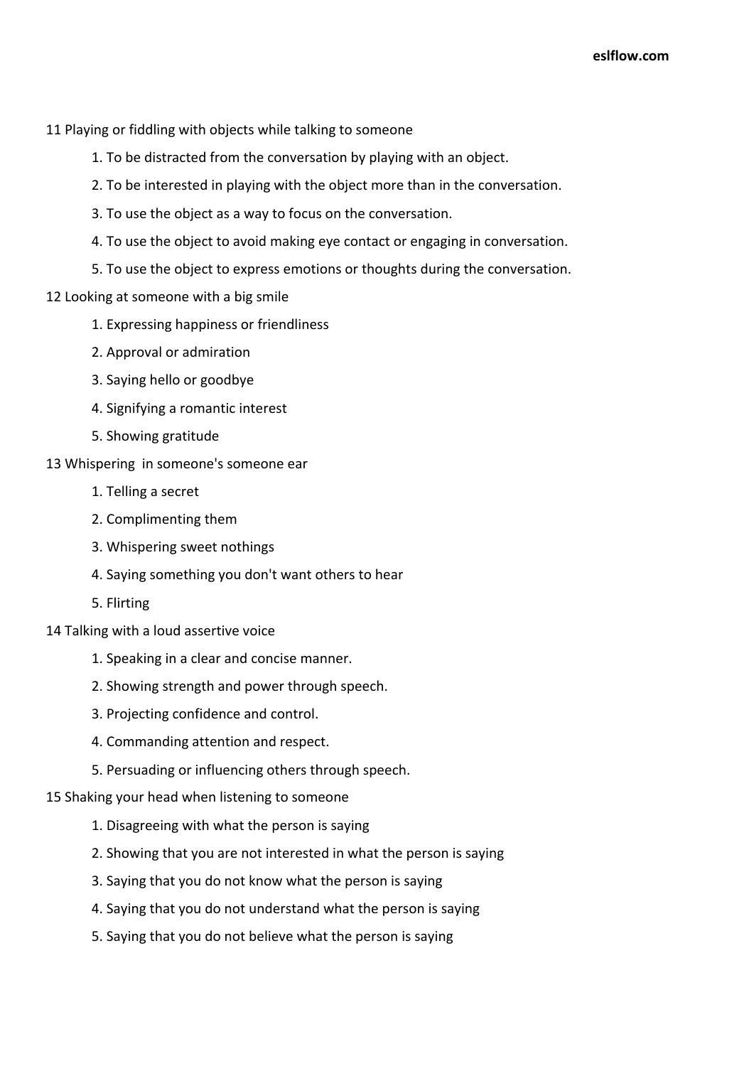11 Playing or fiddling with objects while talking to someone

1. To be distracted from the conversation by playing with an object.
2. To be interested in playing with the object more than in the conversation.
3. To use the object as a way to focus on the conversation.
4. To use the object to avoid making eye contact or engaging in conversation.
5. To use the object to express emotions or thoughts during the conversation.

12 Looking at someone with a big smile

1. Expressing happiness or friendliness
2. Approval or admiration
3. Saying hello or goodbye
4. Signifying a romantic interest
5. Showing gratitude

13 Whispering  in someone's someone ear

1. Telling a secret
2. Complimenting them
3. Whispering sweet nothings
4. Saying something you don't want others to hear
5. Flirting

14 Talking with a loud assertive voice

1. Speaking in a clear and concise manner.
2. Showing strength and power through speech.
3. Projecting confidence and control.
4. Commanding attention and respect.
5. Persuading or influencing others through speech.

15 Shaking your head when listening to someone

1. Disagreeing with what the person is saying
2. Showing that you are not interested in what the person is saying
3. Saying that you do not know what the person is saying
4. Saying that you do not understand what the person is saying
5. Saying that you do not believe what the person is saying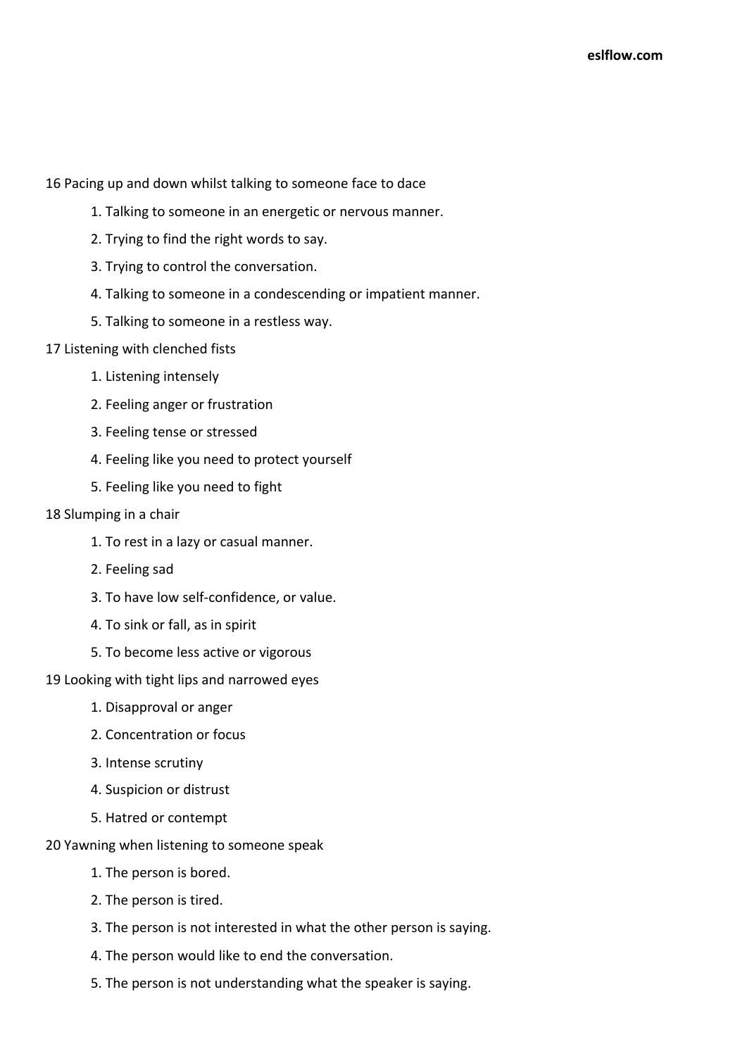16 Pacing up and down whilst talking to someone face to dace

1. Talking to someone in an energetic or nervous manner.
2. Trying to find the right words to say.
3. Trying to control the conversation.
4. Talking to someone in a condescending or impatient manner.
5. Talking to someone in a restless way.

17 Listening with clenched fists

1. Listening intensely
2. Feeling anger or frustration
3. Feeling tense or stressed
4. Feeling like you need to protect yourself
5. Feeling like you need to fight

18 Slumping in a chair

1. To rest in a lazy or casual manner.
2. Feeling sad
3. To have low self-confidence, or value.
4. To sink or fall, as in spirit
5. To become less active or vigorous

19 Looking with tight lips and narrowed eyes

1. Disapproval or anger
2. Concentration or focus
3. Intense scrutiny
4. Suspicion or distrust
5. Hatred or contempt

20 Yawning when listening to someone speak

1. The person is bored.
2. The person is tired.
3. The person is not interested in what the other person is saying.
4. The person would like to end the conversation.
5. The person is not understanding what the speaker is saying.